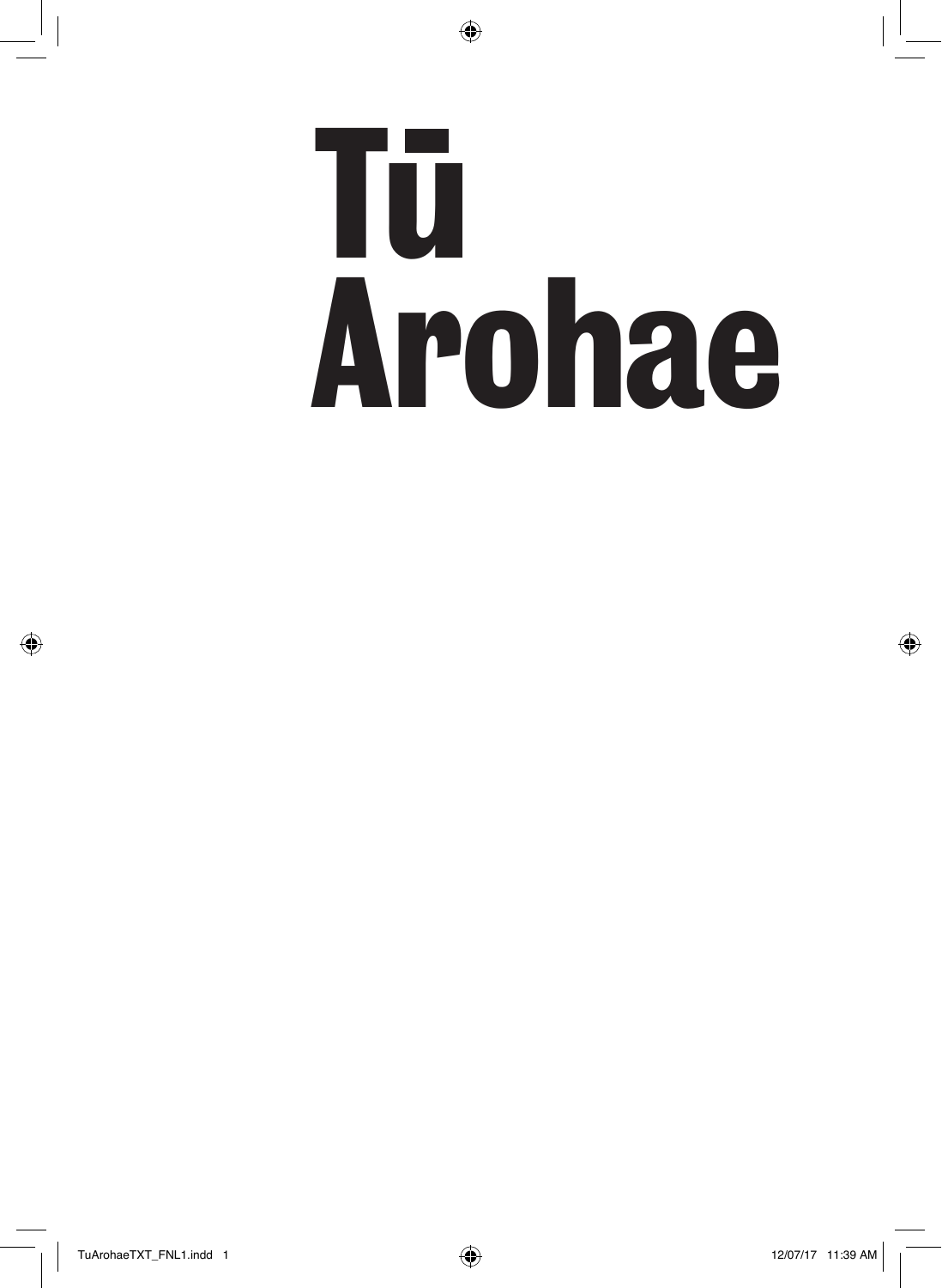# Tū Arohae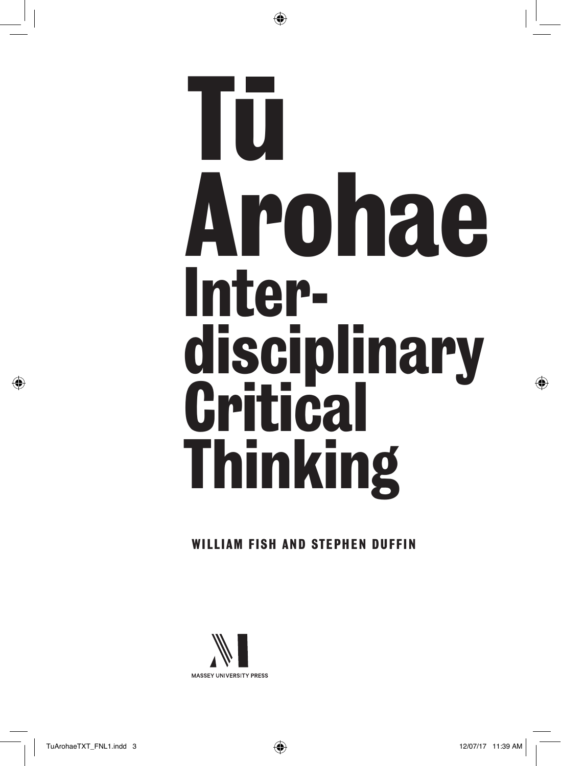# Tū Arohae

## Inter-disciplinary Critical Thinking

**WILLIAM FISH AND STEPHEN DUFFIN**

MASSEY UNIVERSITY PRESS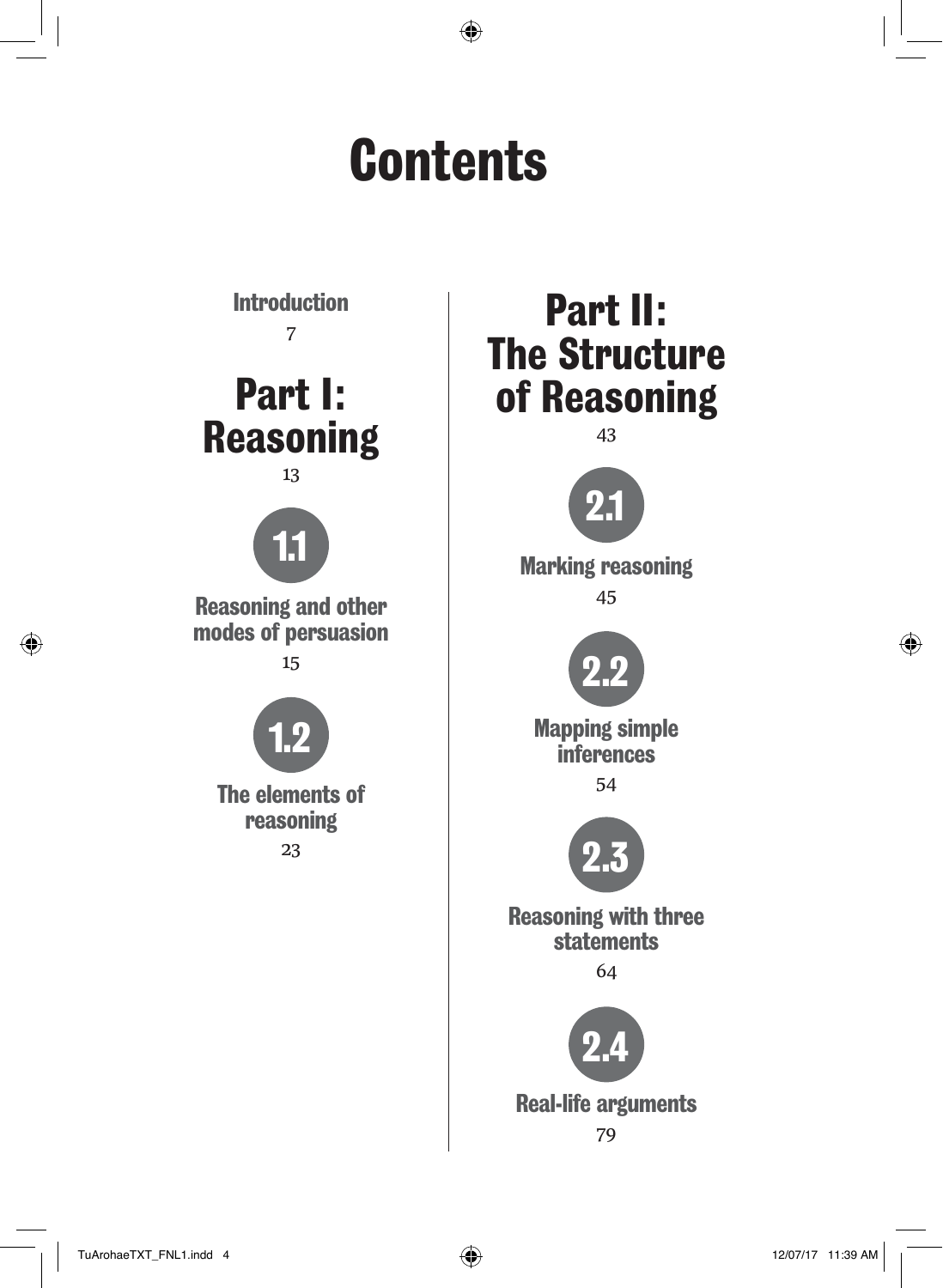# Contents

Introduction
7

## Part I: Reasoning
13

**1.1** Reasoning and other modes of persuasion
15

**1.2** The elements of reasoning
23

## Part II: The Structure of Reasoning
43

**2.1** Marking reasoning
45

**2.2** Mapping simple inferences
54

**2.3** Reasoning with three statements
64

**2.4** Real-life arguments
79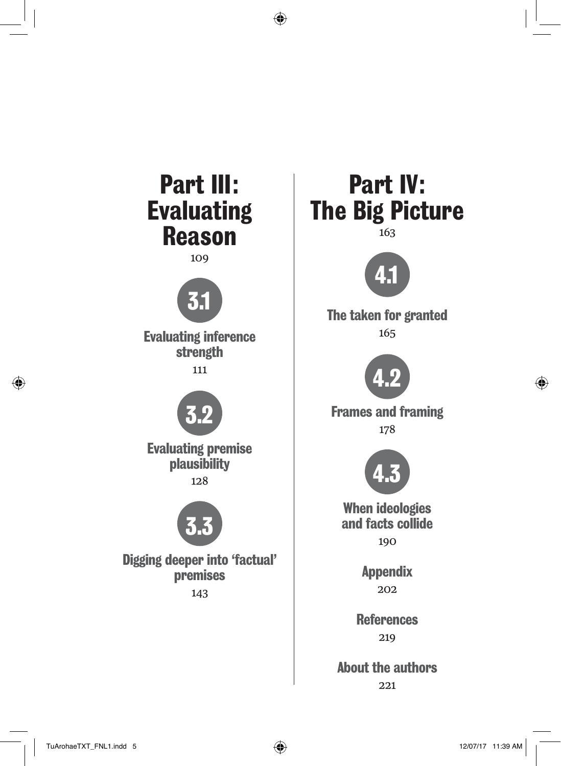# Part III: Evaluating Reason

109

**3.1**

**Evaluating inference strength**

111

**3.2**

**Evaluating premise plausibility**

128

**3.3**

**Digging deeper into 'factual' premises**

143

# Part IV: The Big Picture

163

**4.1**

**The taken for granted**

165

**4.2**

**Frames and framing**

178

**4.3**

**When ideologies and facts collide**

190

**Appendix**

202

**References**

219

**About the authors**

221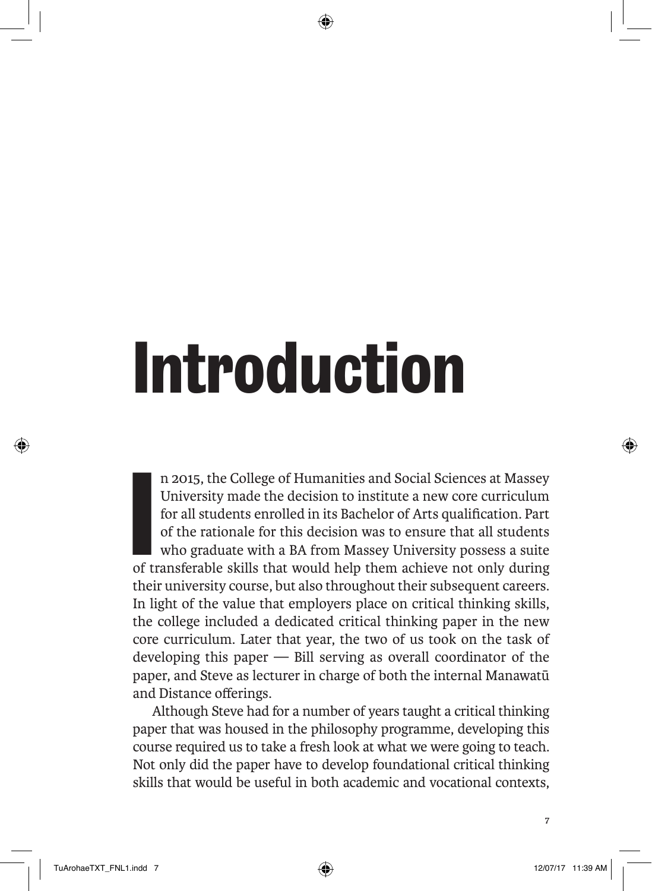# Introduction

In 2015, the College of Humanities and Social Sciences at Massey University made the decision to institute a new core curriculum for all students enrolled in its Bachelor of Arts qualification. Part of the rationale for this decision was to ensure that all students who graduate with a BA from Massey University possess a suite of transferable skills that would help them achieve not only during their university course, but also throughout their subsequent careers. In light of the value that employers place on critical thinking skills, the college included a dedicated critical thinking paper in the new core curriculum. Later that year, the two of us took on the task of developing this paper — Bill serving as overall coordinator of the paper, and Steve as lecturer in charge of both the internal Manawatū and Distance offerings.

Although Steve had for a number of years taught a critical thinking paper that was housed in the philosophy programme, developing this course required us to take a fresh look at what we were going to teach. Not only did the paper have to develop foundational critical thinking skills that would be useful in both academic and vocational contexts,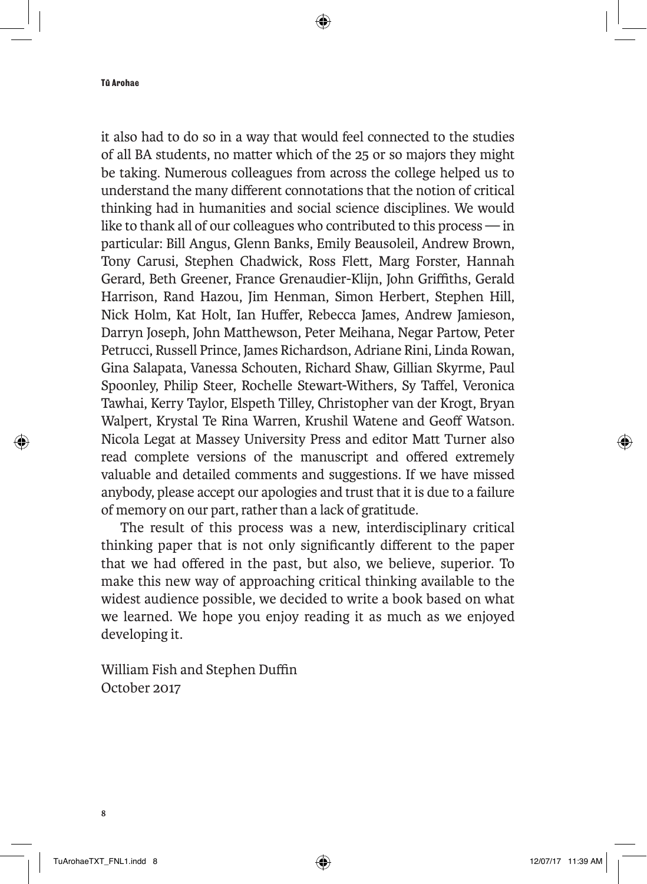it also had to do so in a way that would feel connected to the studies of all BA students, no matter which of the 25 or so majors they might be taking. Numerous colleagues from across the college helped us to understand the many different connotations that the notion of critical thinking had in humanities and social science disciplines. We would like to thank all of our colleagues who contributed to this process — in particular: Bill Angus, Glenn Banks, Emily Beausoleil, Andrew Brown, Tony Carusi, Stephen Chadwick, Ross Flett, Marg Forster, Hannah Gerard, Beth Greener, France Grenaudier-Klijn, John Griffiths, Gerald Harrison, Rand Hazou, Jim Henman, Simon Herbert, Stephen Hill, Nick Holm, Kat Holt, Ian Huffer, Rebecca James, Andrew Jamieson, Darryn Joseph, John Matthewson, Peter Meihana, Negar Partow, Peter Petrucci, Russell Prince, James Richardson, Adriane Rini, Linda Rowan, Gina Salapata, Vanessa Schouten, Richard Shaw, Gillian Skyrme, Paul Spoonley, Philip Steer, Rochelle Stewart-Withers, Sy Taffel, Veronica Tawhai, Kerry Taylor, Elspeth Tilley, Christopher van der Krogt, Bryan Walpert, Krystal Te Rina Warren, Krushil Watene and Geoff Watson. Nicola Legat at Massey University Press and editor Matt Turner also read complete versions of the manuscript and offered extremely valuable and detailed comments and suggestions. If we have missed anybody, please accept our apologies and trust that it is due to a failure of memory on our part, rather than a lack of gratitude.

The result of this process was a new, interdisciplinary critical thinking paper that is not only significantly different to the paper that we had offered in the past, but also, we believe, superior. To make this new way of approaching critical thinking available to the widest audience possible, we decided to write a book based on what we learned. We hope you enjoy reading it as much as we enjoyed developing it.

William Fish and Stephen Duffin
October 2017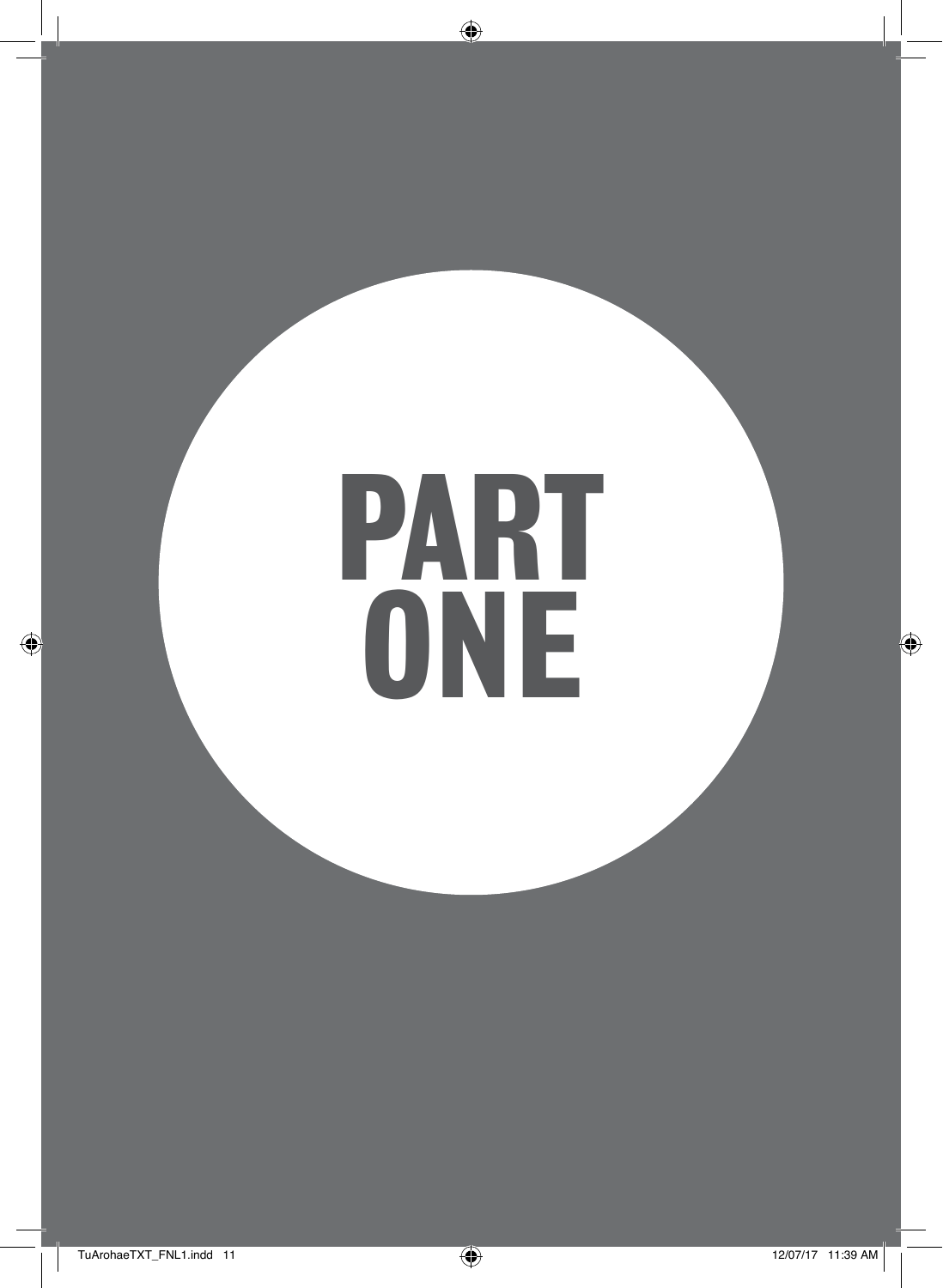# PART ONE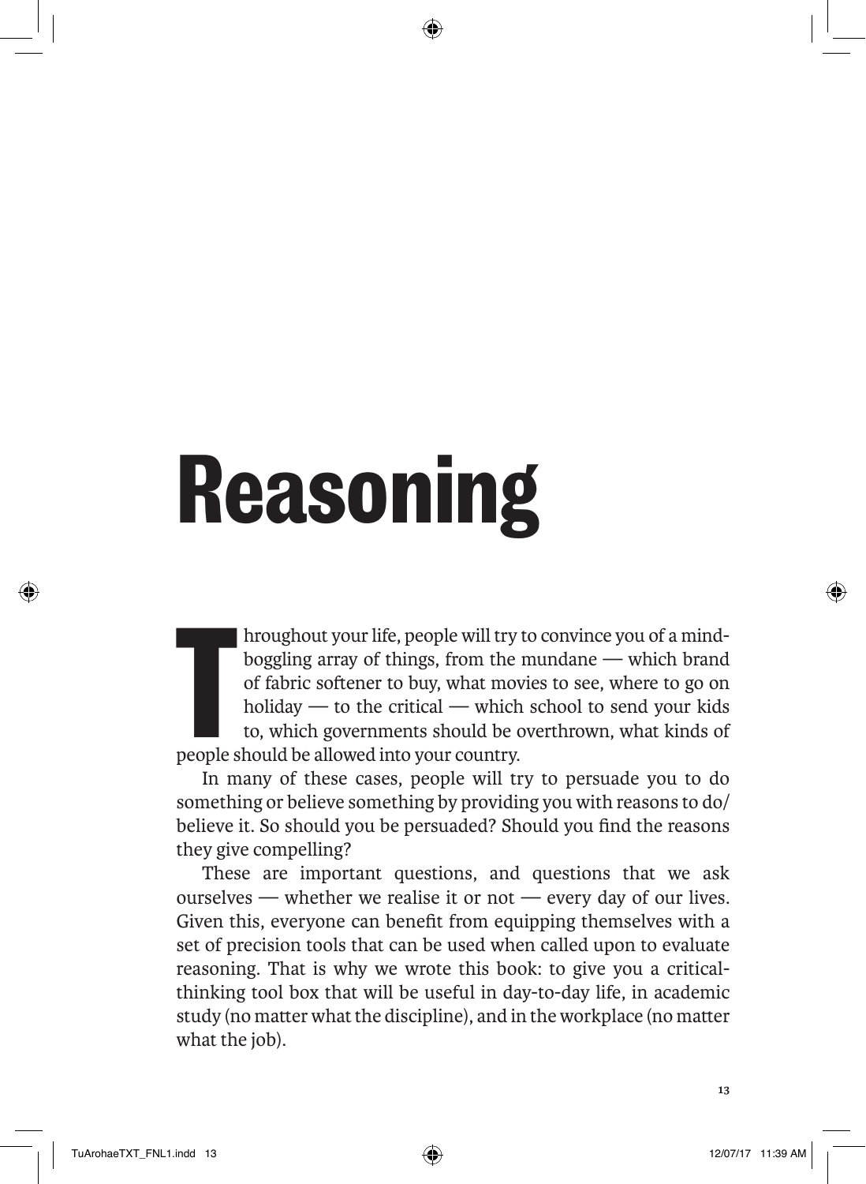# Reasoning

Throughout your life, people will try to convince you of a mind-boggling array of things, from the mundane — which brand of fabric softener to buy, what movies to see, where to go on holiday — to the critical — which school to send your kids to, which governments should be overthrown, what kinds of people should be allowed into your country.

In many of these cases, people will try to persuade you to do something or believe something by providing you with reasons to do/believe it. So should you be persuaded? Should you find the reasons they give compelling?

These are important questions, and questions that we ask ourselves — whether we realise it or not — every day of our lives. Given this, everyone can benefit from equipping themselves with a set of precision tools that can be used when called upon to evaluate reasoning. That is why we wrote this book: to give you a critical-thinking tool box that will be useful in day-to-day life, in academic study (no matter what the discipline), and in the workplace (no matter what the job).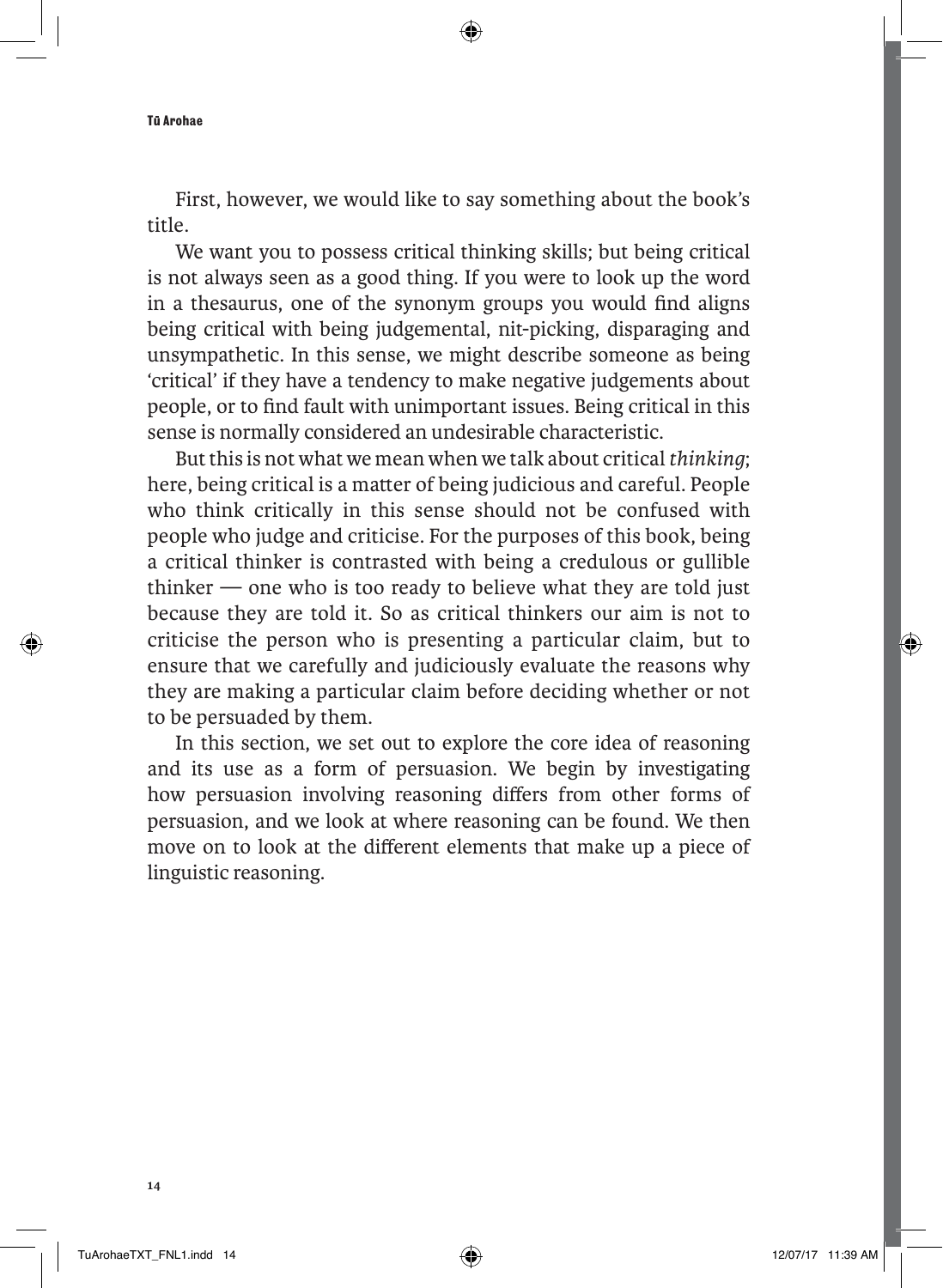First, however, we would like to say something about the book's title.

We want you to possess critical thinking skills; but being critical is not always seen as a good thing. If you were to look up the word in a thesaurus, one of the synonym groups you would find aligns being critical with being judgemental, nit-picking, disparaging and unsympathetic. In this sense, we might describe someone as being 'critical' if they have a tendency to make negative judgements about people, or to find fault with unimportant issues. Being critical in this sense is normally considered an undesirable characteristic.

But this is not what we mean when we talk about critical *thinking*; here, being critical is a matter of being judicious and careful. People who think critically in this sense should not be confused with people who judge and criticise. For the purposes of this book, being a critical thinker is contrasted with being a credulous or gullible thinker — one who is too ready to believe what they are told just because they are told it. So as critical thinkers our aim is not to criticise the person who is presenting a particular claim, but to ensure that we carefully and judiciously evaluate the reasons why they are making a particular claim before deciding whether or not to be persuaded by them.

In this section, we set out to explore the core idea of reasoning and its use as a form of persuasion. We begin by investigating how persuasion involving reasoning differs from other forms of persuasion, and we look at where reasoning can be found. We then move on to look at the different elements that make up a piece of linguistic reasoning.